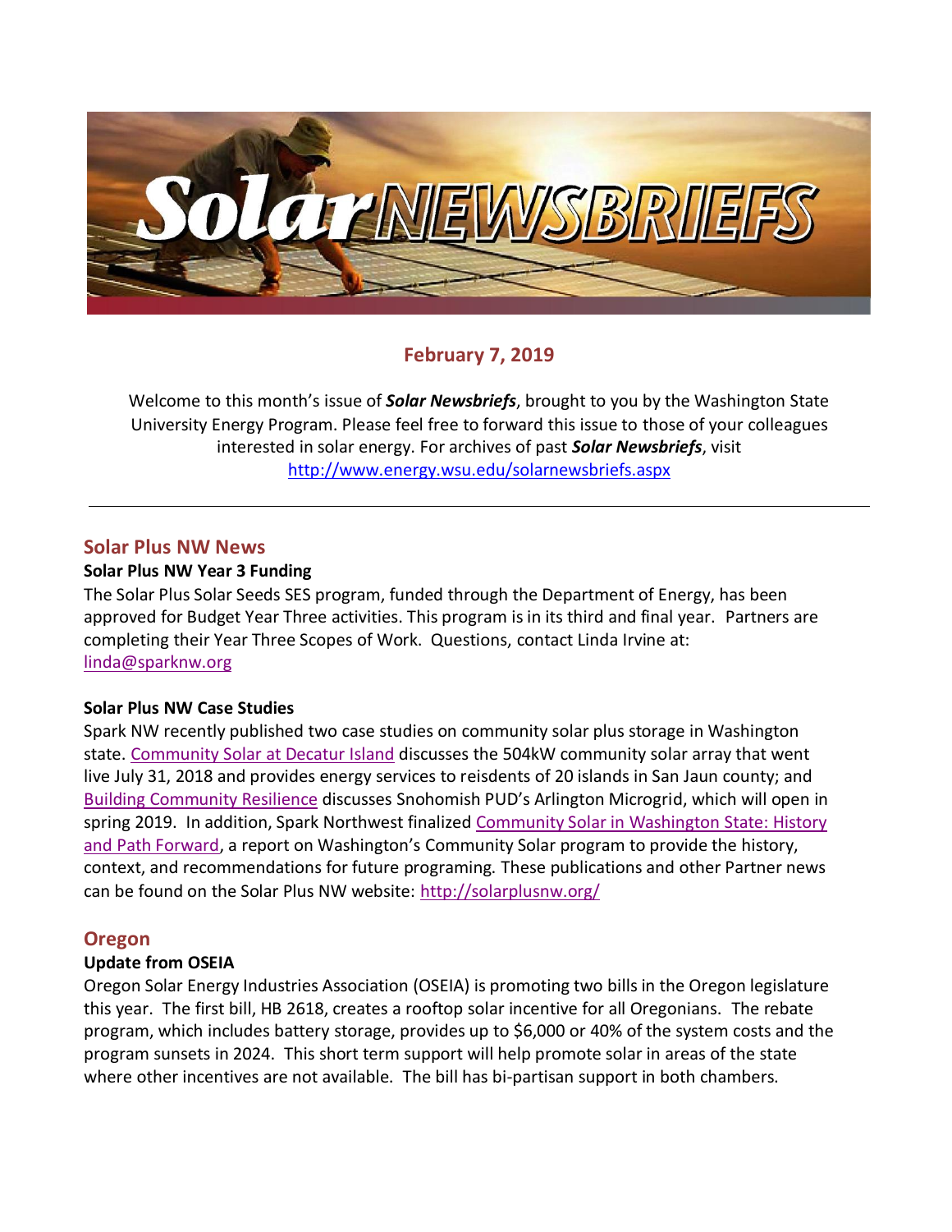# Solar NEWSBRIEFS

**February 7, 2019**

Welcome to this month's issue of ***Solar Newsbriefs***, brought to you by the Washington State University Energy Program. Please feel free to forward this issue to those of your colleagues interested in solar energy. For archives of past ***Solar Newsbriefs***, visit http://www.energy.wsu.edu/solarnewsbriefs.aspx

---

## Solar Plus NW News

**Solar Plus NW Year 3 Funding**

The Solar Plus Solar Seeds SES program, funded through the Department of Energy, has been approved for Budget Year Three activities. This program is in its third and final year. Partners are completing their Year Three Scopes of Work. Questions, contact Linda Irvine at: linda@sparknw.org

**Solar Plus NW Case Studies**

Spark NW recently published two case studies on community solar plus storage in Washington state. Community Solar at Decatur Island discusses the 504kW community solar array that went live July 31, 2018 and provides energy services to reisdents of 20 islands in San Jaun county; and Building Community Resilience discusses Snohomish PUD's Arlington Microgrid, which will open in spring 2019. In addition, Spark Northwest finalized Community Solar in Washington State: History and Path Forward, a report on Washington's Community Solar program to provide the history, context, and recommendations for future programing. These publications and other Partner news can be found on the Solar Plus NW website: http://solarplusnw.org/

## Oregon

**Update from OSEIA**

Oregon Solar Energy Industries Association (OSEIA) is promoting two bills in the Oregon legislature this year. The first bill, HB 2618, creates a rooftop solar incentive for all Oregonians. The rebate program, which includes battery storage, provides up to $6,000 or 40% of the system costs and the program sunsets in 2024. This short term support will help promote solar in areas of the state where other incentives are not available. The bill has bi-partisan support in both chambers.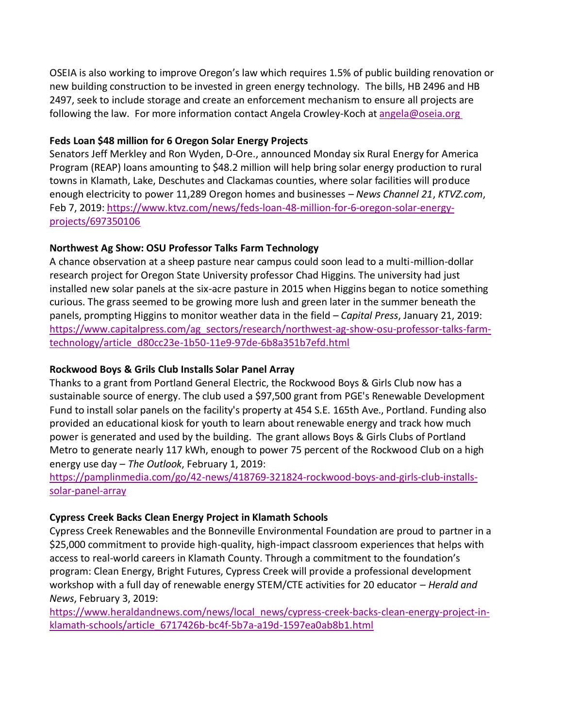OSEIA is also working to improve Oregon's law which requires 1.5% of public building renovation or new building construction to be invested in green energy technology. The bills, HB 2496 and HB 2497, seek to include storage and create an enforcement mechanism to ensure all projects are following the law. For more information contact Angela Crowley-Koch at [angela@oseia.org](mailto:angela@oseia.org)

**Feds Loan $48 million for 6 Oregon Solar Energy Projects**

Senators Jeff Merkley and Ron Wyden, D-Ore., announced Monday six Rural Energy for America Program (REAP) loans amounting to $48.2 million will help bring solar energy production to rural towns in Klamath, Lake, Deschutes and Clackamas counties, where solar facilities will produce enough electricity to power 11,289 Oregon homes and businesses – *News Channel 21*, *KTVZ.com*, Feb 7, 2019: [https://www.ktvz.com/news/feds-loan-48-million-for-6-oregon-solar-energy-projects/697350106](https://www.ktvz.com/news/feds-loan-48-million-for-6-oregon-solar-energy-projects/697350106)

**Northwest Ag Show: OSU Professor Talks Farm Technology**

A chance observation at a sheep pasture near campus could soon lead to a multi-million-dollar research project for Oregon State University professor Chad Higgins. The university had just installed new solar panels at the six-acre pasture in 2015 when Higgins began to notice something curious. The grass seemed to be growing more lush and green later in the summer beneath the panels, prompting Higgins to monitor weather data in the field – *Capital Press*, January 21, 2019: [https://www.capitalpress.com/ag_sectors/research/northwest-ag-show-osu-professor-talks-farm-technology/article_d80cc23e-1b50-11e9-97de-6b8a351b7efd.html](https://www.capitalpress.com/ag_sectors/research/northwest-ag-show-osu-professor-talks-farm-technology/article_d80cc23e-1b50-11e9-97de-6b8a351b7efd.html)

**Rockwood Boys & Grils Club Installs Solar Panel Array**

Thanks to a grant from Portland General Electric, the Rockwood Boys & Girls Club now has a sustainable source of energy. The club used a $97,500 grant from PGE's Renewable Development Fund to install solar panels on the facility's property at 454 S.E. 165th Ave., Portland. Funding also provided an educational kiosk for youth to learn about renewable energy and track how much power is generated and used by the building. The grant allows Boys & Girls Clubs of Portland Metro to generate nearly 117 kWh, enough to power 75 percent of the Rockwood Club on a high energy use day – *The Outlook*, February 1, 2019: [https://pamplinmedia.com/go/42-news/418769-321824-rockwood-boys-and-girls-club-installs-solar-panel-array](https://pamplinmedia.com/go/42-news/418769-321824-rockwood-boys-and-girls-club-installs-solar-panel-array)

**Cypress Creek Backs Clean Energy Project in Klamath Schools**

Cypress Creek Renewables and the Bonneville Environmental Foundation are proud to partner in a $25,000 commitment to provide high-quality, high-impact classroom experiences that helps with access to real-world careers in Klamath County. Through a commitment to the foundation's program: Clean Energy, Bright Futures, Cypress Creek will provide a professional development workshop with a full day of renewable energy STEM/CTE activities for 20 educator – *Herald and News*, February 3, 2019: [https://www.heraldandnews.com/news/local_news/cypress-creek-backs-clean-energy-project-in-klamath-schools/article_6717426b-bc4f-5b7a-a19d-1597ea0ab8b1.html](https://www.heraldandnews.com/news/local_news/cypress-creek-backs-clean-energy-project-in-klamath-schools/article_6717426b-bc4f-5b7a-a19d-1597ea0ab8b1.html)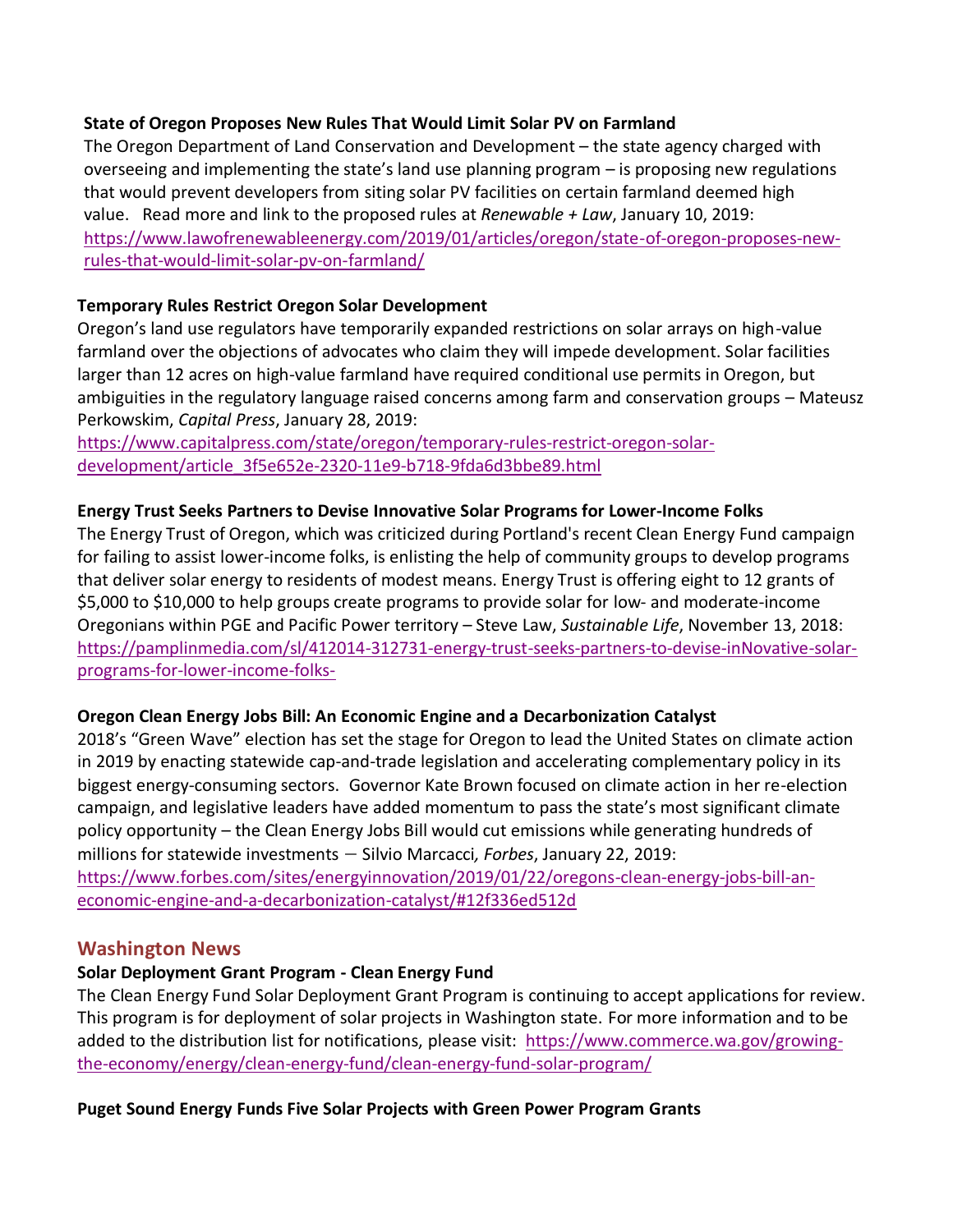**State of Oregon Proposes New Rules That Would Limit Solar PV on Farmland**

The Oregon Department of Land Conservation and Development – the state agency charged with overseeing and implementing the state's land use planning program – is proposing new regulations that would prevent developers from siting solar PV facilities on certain farmland deemed high value. Read more and link to the proposed rules at *Renewable + Law*, January 10, 2019: https://www.lawofrenewableenergy.com/2019/01/articles/oregon/state-of-oregon-proposes-new-rules-that-would-limit-solar-pv-on-farmland/

**Temporary Rules Restrict Oregon Solar Development**

Oregon's land use regulators have temporarily expanded restrictions on solar arrays on high-value farmland over the objections of advocates who claim they will impede development. Solar facilities larger than 12 acres on high-value farmland have required conditional use permits in Oregon, but ambiguities in the regulatory language raised concerns among farm and conservation groups – Mateusz Perkowskim, *Capital Press*, January 28, 2019: https://www.capitalpress.com/state/oregon/temporary-rules-restrict-oregon-solar-development/article_3f5e652e-2320-11e9-b718-9fda6d3bbe89.html

**Energy Trust Seeks Partners to Devise Innovative Solar Programs for Lower-Income Folks**

The Energy Trust of Oregon, which was criticized during Portland's recent Clean Energy Fund campaign for failing to assist lower-income folks, is enlisting the help of community groups to develop programs that deliver solar energy to residents of modest means. Energy Trust is offering eight to 12 grants of $5,000 to $10,000 to help groups create programs to provide solar for low- and moderate-income Oregonians within PGE and Pacific Power territory – Steve Law, *Sustainable Life*, November 13, 2018: https://pamplinmedia.com/sl/412014-312731-energy-trust-seeks-partners-to-devise-inNovative-solar-programs-for-lower-income-folks-

**Oregon Clean Energy Jobs Bill: An Economic Engine and a Decarbonization Catalyst**

2018's "Green Wave" election has set the stage for Oregon to lead the United States on climate action in 2019 by enacting statewide cap-and-trade legislation and accelerating complementary policy in its biggest energy-consuming sectors. Governor Kate Brown focused on climate action in her re-election campaign, and legislative leaders have added momentum to pass the state's most significant climate policy opportunity – the Clean Energy Jobs Bill would cut emissions while generating hundreds of millions for statewide investments – Silvio Marcacci*, Forbes*, January 22, 2019: https://www.forbes.com/sites/energyinnovation/2019/01/22/oregons-clean-energy-jobs-bill-an-economic-engine-and-a-decarbonization-catalyst/#12f336ed512d

## Washington News

**Solar Deployment Grant Program - Clean Energy Fund**

The Clean Energy Fund Solar Deployment Grant Program is continuing to accept applications for review. This program is for deployment of solar projects in Washington state. For more information and to be added to the distribution list for notifications, please visit: https://www.commerce.wa.gov/growing-the-economy/energy/clean-energy-fund/clean-energy-fund-solar-program/

**Puget Sound Energy Funds Five Solar Projects with Green Power Program Grants**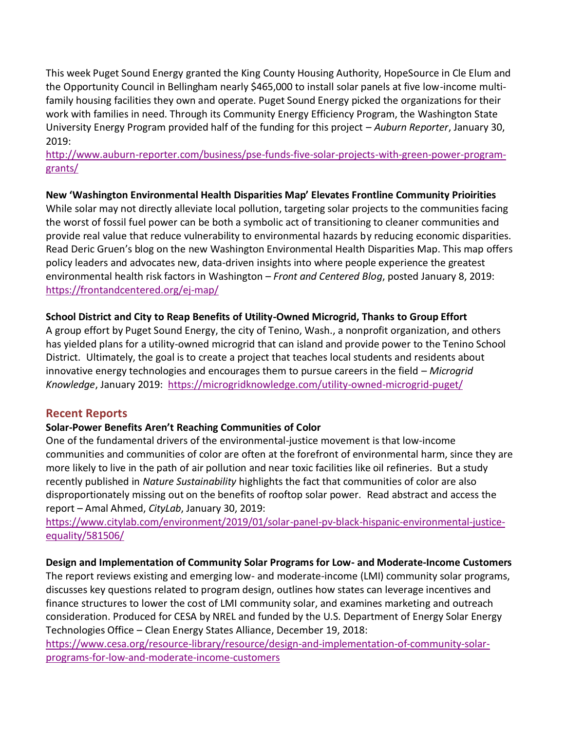This week Puget Sound Energy granted the King County Housing Authority, HopeSource in Cle Elum and the Opportunity Council in Bellingham nearly $465,000 to install solar panels at five low-income multi-family housing facilities they own and operate. Puget Sound Energy picked the organizations for their work with families in need. Through its Community Energy Efficiency Program, the Washington State University Energy Program provided half of the funding for this project – *Auburn Reporter*, January 30, 2019:
http://www.auburn-reporter.com/business/pse-funds-five-solar-projects-with-green-power-program-grants/

**New 'Washington Environmental Health Disparities Map' Elevates Frontline Community Prioirities**
While solar may not directly alleviate local pollution, targeting solar projects to the communities facing the worst of fossil fuel power can be both a symbolic act of transitioning to cleaner communities and provide real value that reduce vulnerability to environmental hazards by reducing economic disparities. Read Deric Gruen's blog on the new Washington Environmental Health Disparities Map. This map offers policy leaders and advocates new, data-driven insights into where people experience the greatest environmental health risk factors in Washington – *Front and Centered Blog*, posted January 8, 2019:
https://frontandcentered.org/ej-map/

**School District and City to Reap Benefits of Utility-Owned Microgrid, Thanks to Group Effort**
A group effort by Puget Sound Energy, the city of Tenino, Wash., a nonprofit organization, and others has yielded plans for a utility-owned microgrid that can island and provide power to the Tenino School District. Ultimately, the goal is to create a project that teaches local students and residents about innovative energy technologies and encourages them to pursue careers in the field – *Microgrid Knowledge*, January 2019: https://microgridknowledge.com/utility-owned-microgrid-puget/

## Recent Reports

**Solar-Power Benefits Aren't Reaching Communities of Color**
One of the fundamental drivers of the environmental-justice movement is that low-income communities and communities of color are often at the forefront of environmental harm, since they are more likely to live in the path of air pollution and near toxic facilities like oil refineries. But a study recently published in *Nature Sustainability* highlights the fact that communities of color are also disproportionately missing out on the benefits of rooftop solar power. Read abstract and access the report – Amal Ahmed, *CityLab*, January 30, 2019:
https://www.citylab.com/environment/2019/01/solar-panel-pv-black-hispanic-environmental-justice-equality/581506/

**Design and Implementation of Community Solar Programs for Low- and Moderate-Income Customers**
The report reviews existing and emerging low- and moderate-income (LMI) community solar programs, discusses key questions related to program design, outlines how states can leverage incentives and finance structures to lower the cost of LMI community solar, and examines marketing and outreach consideration. Produced for CESA by NREL and funded by the U.S. Department of Energy Solar Energy Technologies Office – Clean Energy States Alliance, December 19, 2018:
https://www.cesa.org/resource-library/resource/design-and-implementation-of-community-solar-programs-for-low-and-moderate-income-customers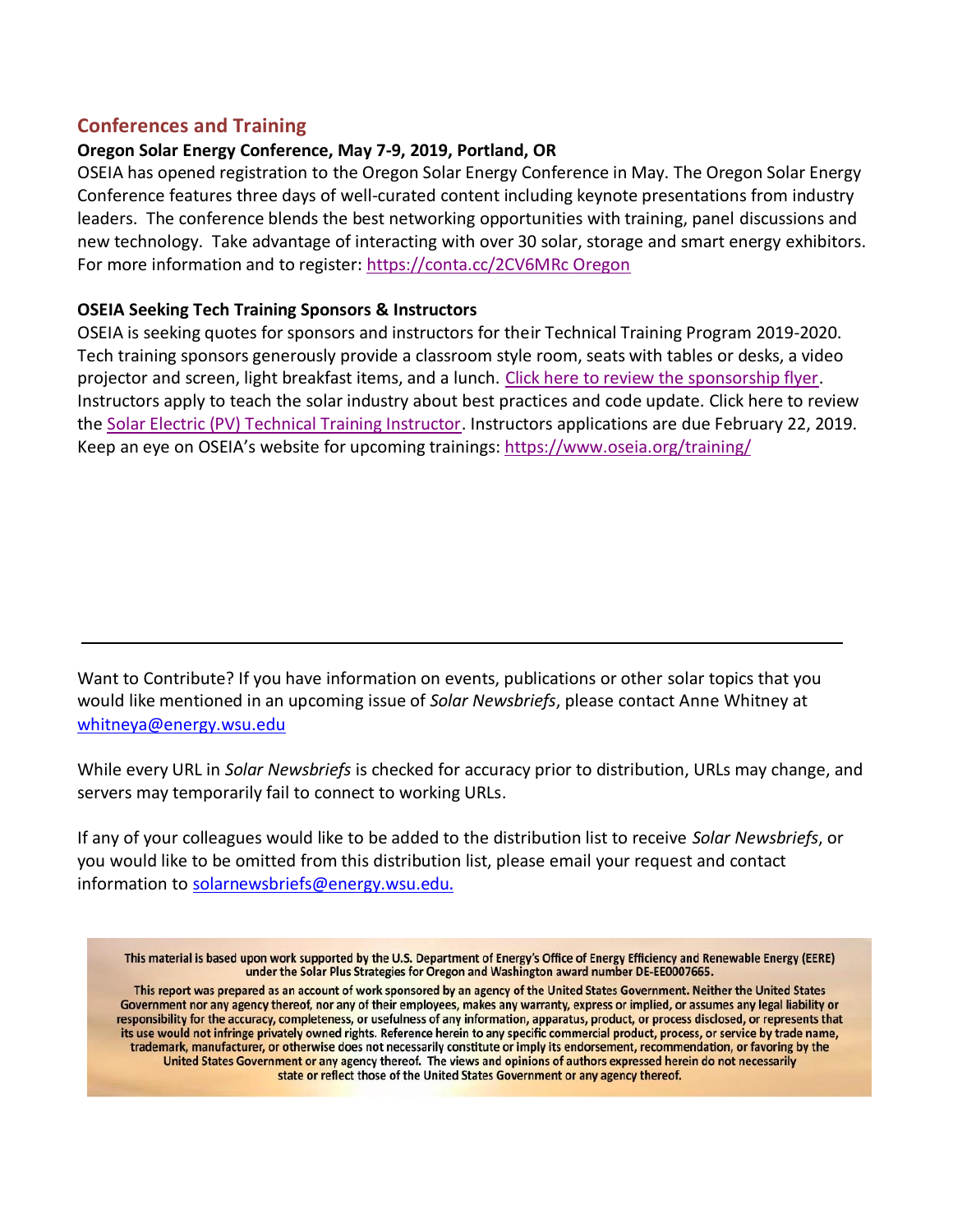## Conferences and Training

**Oregon Solar Energy Conference, May 7-9, 2019, Portland, OR**

OSEIA has opened registration to the Oregon Solar Energy Conference in May. The Oregon Solar Energy Conference features three days of well-curated content including keynote presentations from industry leaders. The conference blends the best networking opportunities with training, panel discussions and new technology. Take advantage of interacting with over 30 solar, storage and smart energy exhibitors. For more information and to register: https://conta.cc/2CV6MRc Oregon

**OSEIA Seeking Tech Training Sponsors & Instructors**

OSEIA is seeking quotes for sponsors and instructors for their Technical Training Program 2019-2020. Tech training sponsors generously provide a classroom style room, seats with tables or desks, a video projector and screen, light breakfast items, and a lunch. Click here to review the sponsorship flyer. Instructors apply to teach the solar industry about best practices and code update. Click here to review the Solar Electric (PV) Technical Training Instructor. Instructors applications are due February 22, 2019. Keep an eye on OSEIA's website for upcoming trainings: https://www.oseia.org/training/

---

Want to Contribute? If you have information on events, publications or other solar topics that you would like mentioned in an upcoming issue of *Solar Newsbriefs*, please contact Anne Whitney at whitneya@energy.wsu.edu

While every URL in *Solar Newsbriefs* is checked for accuracy prior to distribution, URLs may change, and servers may temporarily fail to connect to working URLs.

If any of your colleagues would like to be added to the distribution list to receive *Solar Newsbriefs*, or you would like to be omitted from this distribution list, please email your request and contact information to solarnewsbriefs@energy.wsu.edu.

**This material is based upon work supported by the U.S. Department of Energy's Office of Energy Efficiency and Renewable Energy (EERE) under the Solar Plus Strategies for Oregon and Washington award number DE-EE0007665.**

**This report was prepared as an account of work sponsored by an agency of the United States Government. Neither the United States Government nor any agency thereof, nor any of their employees, makes any warranty, express or implied, or assumes any legal liability or responsibility for the accuracy, completeness, or usefulness of any information, apparatus, product, or process disclosed, or represents that its use would not infringe privately owned rights. Reference herein to any specific commercial product, process, or service by trade name, trademark, manufacturer, or otherwise does not necessarily constitute or imply its endorsement, recommendation, or favoring by the United States Government or any agency thereof. The views and opinions of authors expressed herein do not necessarily state or reflect those of the United States Government or any agency thereof.**